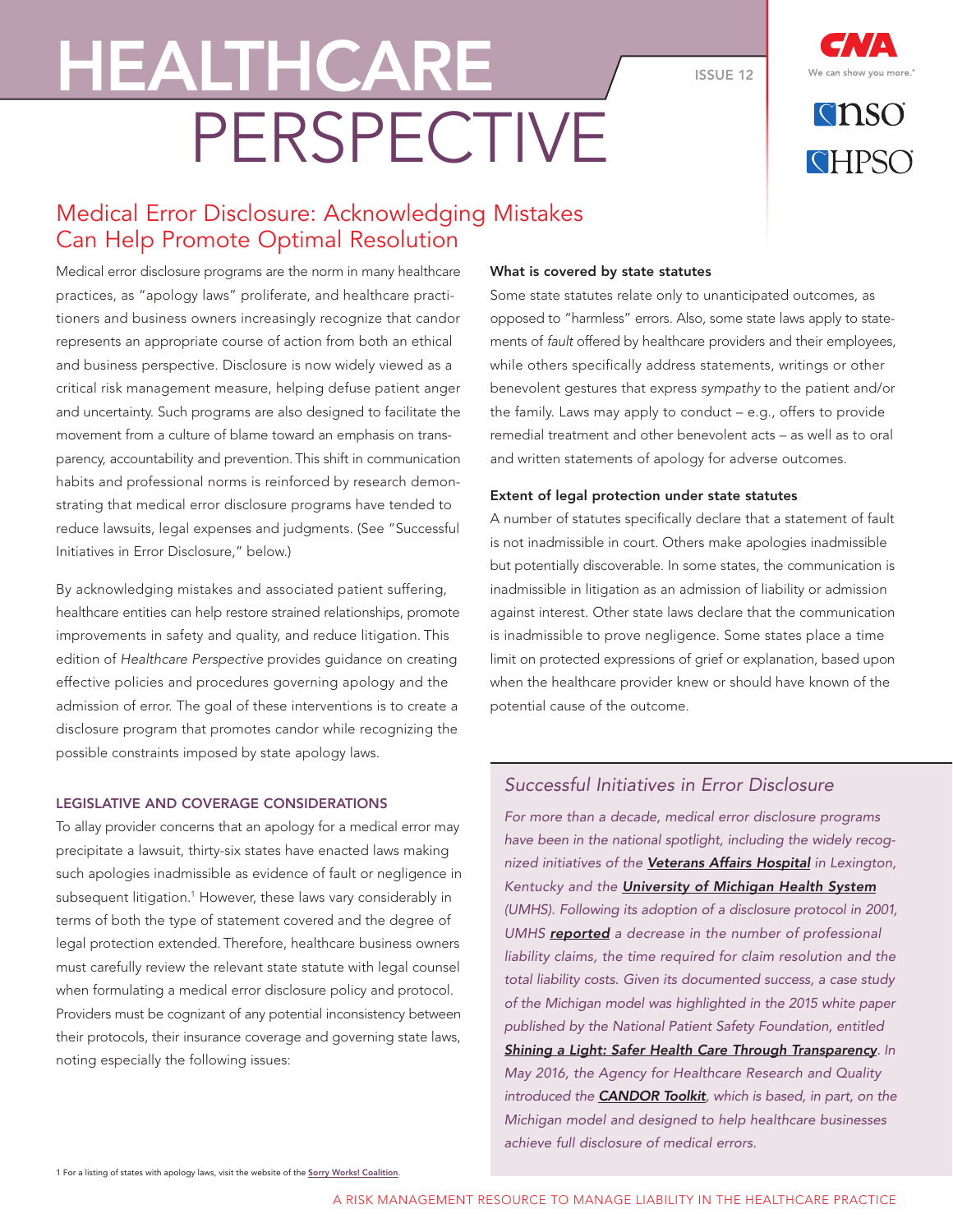# HEALTHCARE PERSPECTIVE

ISSUE 12

CNA
We can show you more.®

NSO

HPSO

## Medical Error Disclosure: Acknowledging Mistakes Can Help Promote Optimal Resolution

Medical error disclosure programs are the norm in many healthcare practices, as "apology laws" proliferate, and healthcare practitioners and business owners increasingly recognize that candor represents an appropriate course of action from both an ethical and business perspective. Disclosure is now widely viewed as a critical risk management measure, helping defuse patient anger and uncertainty. Such programs are also designed to facilitate the movement from a culture of blame toward an emphasis on transparency, accountability and prevention. This shift in communication habits and professional norms is reinforced by research demonstrating that medical error disclosure programs have tended to reduce lawsuits, legal expenses and judgments. (See "Successful Initiatives in Error Disclosure," below.)

By acknowledging mistakes and associated patient suffering, healthcare entities can help restore strained relationships, promote improvements in safety and quality, and reduce litigation. This edition of *Healthcare Perspective* provides guidance on creating effective policies and procedures governing apology and the admission of error. The goal of these interventions is to create a disclosure program that promotes candor while recognizing the possible constraints imposed by state apology laws.

### LEGISLATIVE AND COVERAGE CONSIDERATIONS

To allay provider concerns that an apology for a medical error may precipitate a lawsuit, thirty-six states have enacted laws making such apologies inadmissible as evidence of fault or negligence in subsequent litigation.[1] However, these laws vary considerably in terms of both the type of statement covered and the degree of legal protection extended. Therefore, healthcare business owners must carefully review the relevant state statute with legal counsel when formulating a medical error disclosure policy and protocol. Providers must be cognizant of any potential inconsistency between their protocols, their insurance coverage and governing state laws, noting especially the following issues:

**What is covered by state statutes**

Some state statutes relate only to unanticipated outcomes, as opposed to "harmless" errors. Also, some state laws apply to statements of *fault* offered by healthcare providers and their employees, while others specifically address statements, writings or other benevolent gestures that express *sympathy* to the patient and/or the family. Laws may apply to conduct – e.g., offers to provide remedial treatment and other benevolent acts – as well as to oral and written statements of apology for adverse outcomes.

**Extent of legal protection under state statutes**

A number of statutes specifically declare that a statement of fault is not inadmissible in court. Others make apologies inadmissible but potentially discoverable. In some states, the communication is inadmissible in litigation as an admission of liability or admission against interest. Other state laws declare that the communication is inadmissible to prove negligence. Some states place a time limit on protected expressions of grief or explanation, based upon when the healthcare provider knew or should have known of the potential cause of the outcome.

### *Successful Initiatives in Error Disclosure*

*For more than a decade, medical error disclosure programs have been in the national spotlight, including the widely recognized initiatives of the **Veterans Affairs Hospital** in Lexington, Kentucky and the **University of Michigan Health System** (UMHS). Following its adoption of a disclosure protocol in 2001, UMHS **reported** a decrease in the number of professional liability claims, the time required for claim resolution and the total liability costs. Given its documented success, a case study of the Michigan model was highlighted in the 2015 white paper published by the National Patient Safety Foundation, entitled **Shining a Light: Safer Health Care Through Transparency**. In May 2016, the Agency for Healthcare Research and Quality introduced the **CANDOR Toolkit**, which is based, in part, on the Michigan model and designed to help healthcare businesses achieve full disclosure of medical errors.*

1 For a listing of states with apology laws, visit the website of the Sorry Works! Coalition.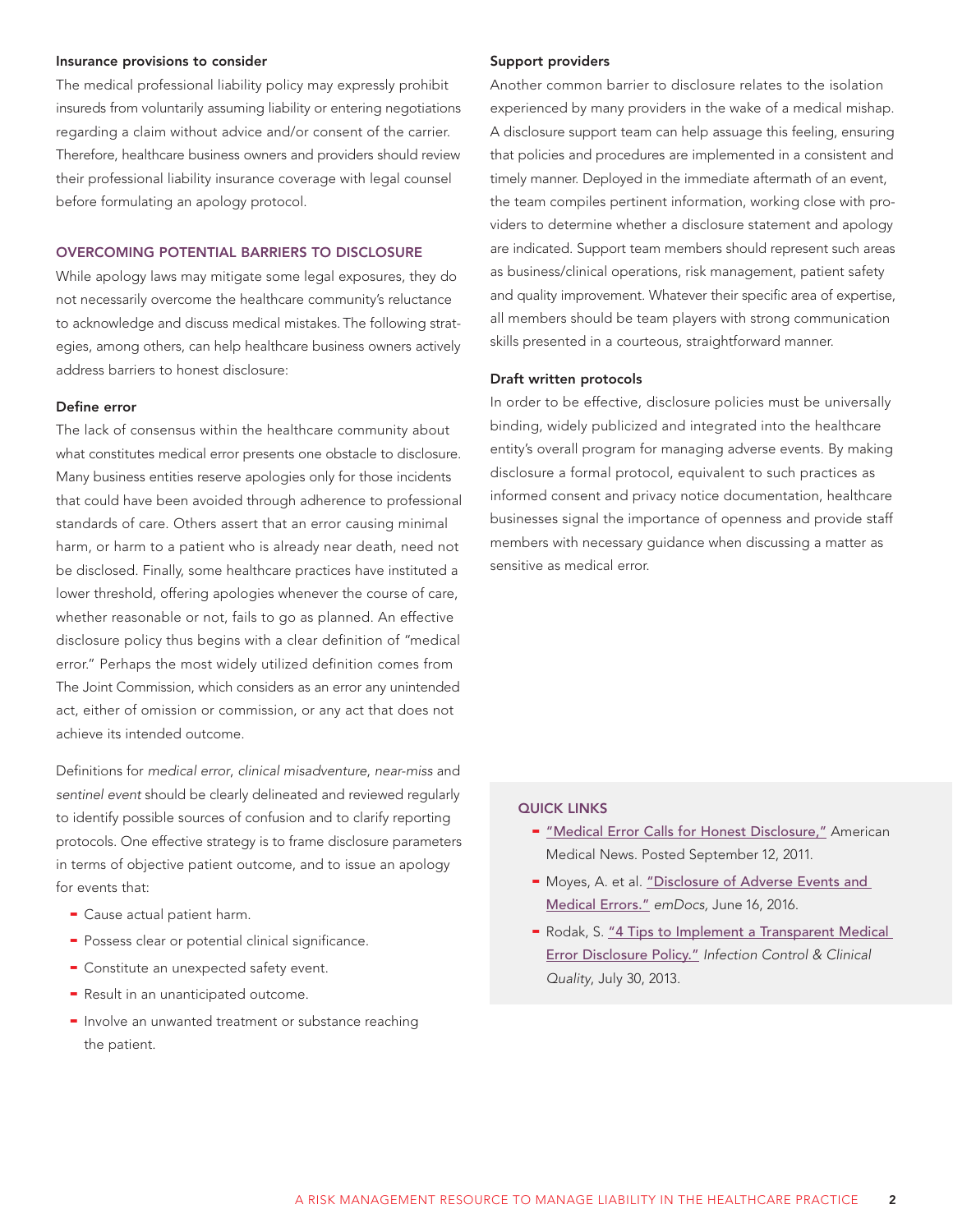### Insurance provisions to consider

The medical professional liability policy may expressly prohibit insureds from voluntarily assuming liability or entering negotiations regarding a claim without advice and/or consent of the carrier. Therefore, healthcare business owners and providers should review their professional liability insurance coverage with legal counsel before formulating an apology protocol.

## OVERCOMING POTENTIAL BARRIERS TO DISCLOSURE

While apology laws may mitigate some legal exposures, they do not necessarily overcome the healthcare community's reluctance to acknowledge and discuss medical mistakes. The following strategies, among others, can help healthcare business owners actively address barriers to honest disclosure:

### Define error

The lack of consensus within the healthcare community about what constitutes medical error presents one obstacle to disclosure. Many business entities reserve apologies only for those incidents that could have been avoided through adherence to professional standards of care. Others assert that an error causing minimal harm, or harm to a patient who is already near death, need not be disclosed. Finally, some healthcare practices have instituted a lower threshold, offering apologies whenever the course of care, whether reasonable or not, fails to go as planned. An effective disclosure policy thus begins with a clear definition of "medical error." Perhaps the most widely utilized definition comes from The Joint Commission, which considers as an error any unintended act, either of omission or commission, or any act that does not achieve its intended outcome.

Definitions for *medical error*, *clinical misadventure*, *near-miss* and *sentinel event* should be clearly delineated and reviewed regularly to identify possible sources of confusion and to clarify reporting protocols. One effective strategy is to frame disclosure parameters in terms of objective patient outcome, and to issue an apology for events that:

- Cause actual patient harm.
- Possess clear or potential clinical significance.
- Constitute an unexpected safety event.
- Result in an unanticipated outcome.
- Involve an unwanted treatment or substance reaching the patient.

### Support providers

Another common barrier to disclosure relates to the isolation experienced by many providers in the wake of a medical mishap. A disclosure support team can help assuage this feeling, ensuring that policies and procedures are implemented in a consistent and timely manner. Deployed in the immediate aftermath of an event, the team compiles pertinent information, working close with providers to determine whether a disclosure statement and apology are indicated. Support team members should represent such areas as business/clinical operations, risk management, patient safety and quality improvement. Whatever their specific area of expertise, all members should be team players with strong communication skills presented in a courteous, straightforward manner.

### Draft written protocols

In order to be effective, disclosure policies must be universally binding, widely publicized and integrated into the healthcare entity's overall program for managing adverse events. By making disclosure a formal protocol, equivalent to such practices as informed consent and privacy notice documentation, healthcare businesses signal the importance of openness and provide staff members with necessary guidance when discussing a matter as sensitive as medical error.

## QUICK LINKS

- "Medical Error Calls for Honest Disclosure," American Medical News. Posted September 12, 2011.
- Moyes, A. et al. "Disclosure of Adverse Events and Medical Errors." *emDocs,* June 16, 2016.
- Rodak, S. "4 Tips to Implement a Transparent Medical Error Disclosure Policy." *Infection Control & Clinical Quality*, July 30, 2013.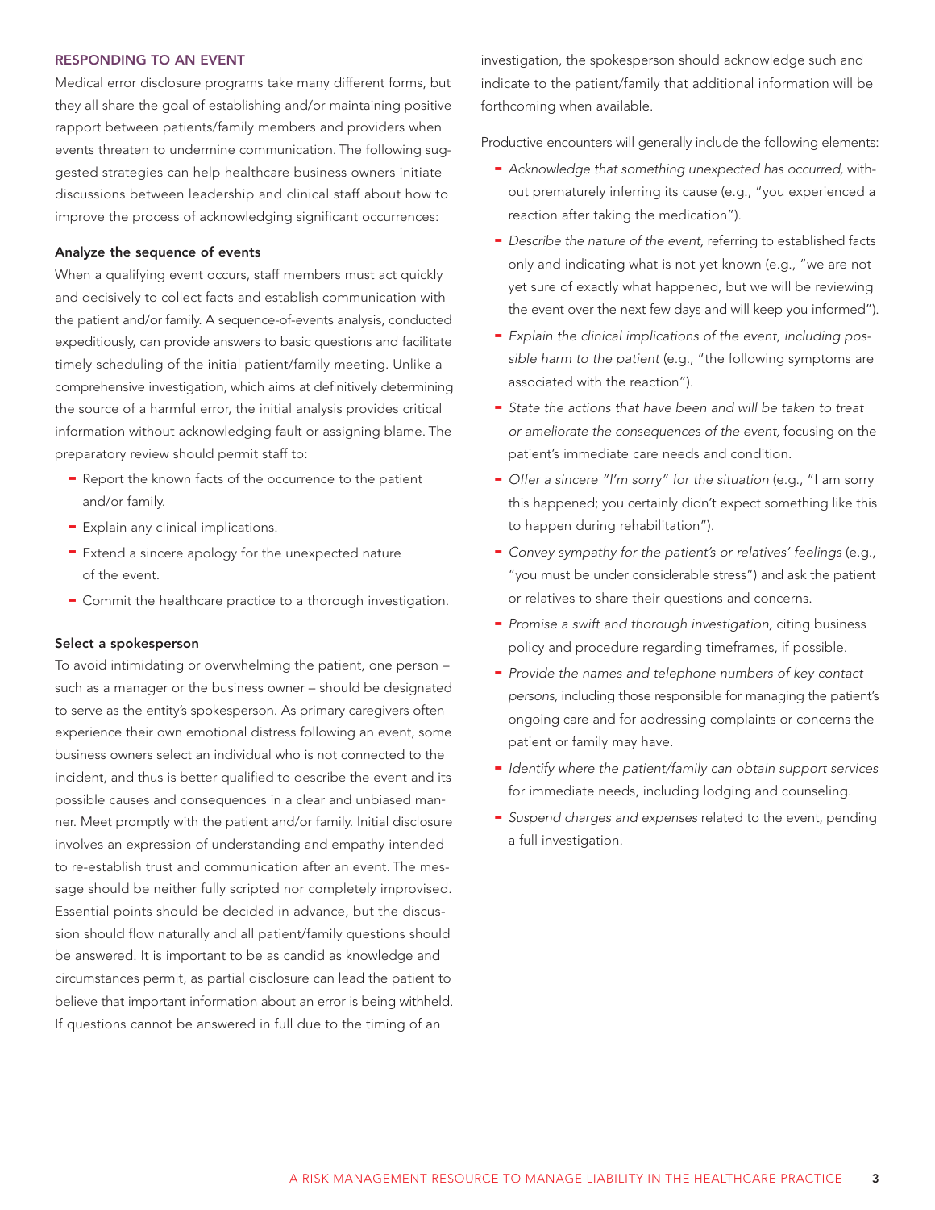## RESPONDING TO AN EVENT

Medical error disclosure programs take many different forms, but they all share the goal of establishing and/or maintaining positive rapport between patients/family members and providers when events threaten to undermine communication. The following suggested strategies can help healthcare business owners initiate discussions between leadership and clinical staff about how to improve the process of acknowledging significant occurrences:

### Analyze the sequence of events

When a qualifying event occurs, staff members must act quickly and decisively to collect facts and establish communication with the patient and/or family. A sequence-of-events analysis, conducted expeditiously, can provide answers to basic questions and facilitate timely scheduling of the initial patient/family meeting. Unlike a comprehensive investigation, which aims at definitively determining the source of a harmful error, the initial analysis provides critical information without acknowledging fault or assigning blame. The preparatory review should permit staff to:

- Report the known facts of the occurrence to the patient and/or family.
- Explain any clinical implications.
- Extend a sincere apology for the unexpected nature of the event.
- Commit the healthcare practice to a thorough investigation.

### Select a spokesperson

To avoid intimidating or overwhelming the patient, one person – such as a manager or the business owner – should be designated to serve as the entity's spokesperson. As primary caregivers often experience their own emotional distress following an event, some business owners select an individual who is not connected to the incident, and thus is better qualified to describe the event and its possible causes and consequences in a clear and unbiased manner. Meet promptly with the patient and/or family. Initial disclosure involves an expression of understanding and empathy intended to re-establish trust and communication after an event. The message should be neither fully scripted nor completely improvised. Essential points should be decided in advance, but the discussion should flow naturally and all patient/family questions should be answered. It is important to be as candid as knowledge and circumstances permit, as partial disclosure can lead the patient to believe that important information about an error is being withheld. If questions cannot be answered in full due to the timing of an investigation, the spokesperson should acknowledge such and indicate to the patient/family that additional information will be forthcoming when available.

Productive encounters will generally include the following elements:

- *Acknowledge that something unexpected has occurred,* without prematurely inferring its cause (e.g., "you experienced a reaction after taking the medication").
- *Describe the nature of the event,* referring to established facts only and indicating what is not yet known (e.g., "we are not yet sure of exactly what happened, but we will be reviewing the event over the next few days and will keep you informed").
- *Explain the clinical implications of the event, including possible harm to the patient* (e.g., "the following symptoms are associated with the reaction").
- *State the actions that have been and will be taken to treat or ameliorate the consequences of the event,* focusing on the patient's immediate care needs and condition.
- *Offer a sincere "I'm sorry" for the situation* (e.g., "I am sorry this happened; you certainly didn't expect something like this to happen during rehabilitation").
- *Convey sympathy for the patient's or relatives' feelings* (e.g., "you must be under considerable stress") and ask the patient or relatives to share their questions and concerns.
- *Promise a swift and thorough investigation,* citing business policy and procedure regarding timeframes, if possible.
- *Provide the names and telephone numbers of key contact persons,* including those responsible for managing the patient's ongoing care and for addressing complaints or concerns the patient or family may have.
- *Identify where the patient/family can obtain support services* for immediate needs, including lodging and counseling.
- *Suspend charges and expenses* related to the event, pending a full investigation.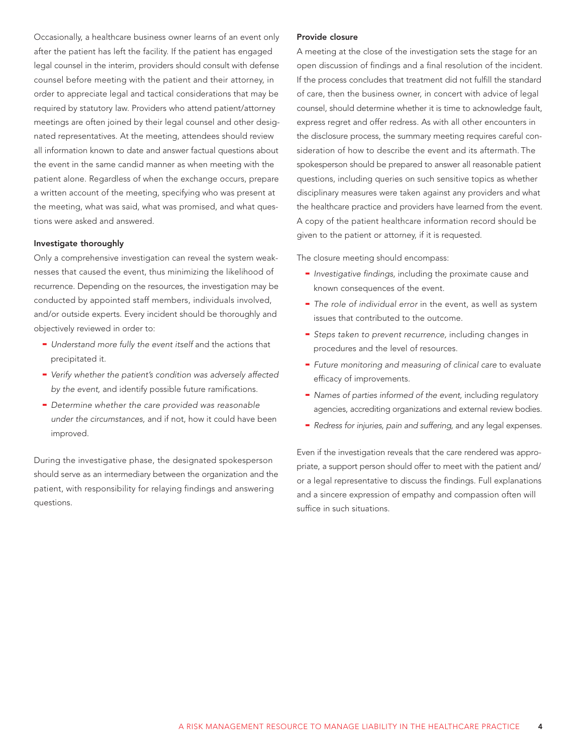Occasionally, a healthcare business owner learns of an event only after the patient has left the facility. If the patient has engaged legal counsel in the interim, providers should consult with defense counsel before meeting with the patient and their attorney, in order to appreciate legal and tactical considerations that may be required by statutory law. Providers who attend patient/attorney meetings are often joined by their legal counsel and other designated representatives. At the meeting, attendees should review all information known to date and answer factual questions about the event in the same candid manner as when meeting with the patient alone. Regardless of when the exchange occurs, prepare a written account of the meeting, specifying who was present at the meeting, what was said, what was promised, and what questions were asked and answered.

#### Investigate thoroughly

Only a comprehensive investigation can reveal the system weaknesses that caused the event, thus minimizing the likelihood of recurrence. Depending on the resources, the investigation may be conducted by appointed staff members, individuals involved, and/or outside experts. Every incident should be thoroughly and objectively reviewed in order to:

- *Understand more fully the event itself* and the actions that precipitated it.
- *Verify whether the patient's condition was adversely affected by the event,* and identify possible future ramifications.
- *Determine whether the care provided was reasonable under the circumstances,* and if not, how it could have been improved.

During the investigative phase, the designated spokesperson should serve as an intermediary between the organization and the patient, with responsibility for relaying findings and answering questions.

#### Provide closure

A meeting at the close of the investigation sets the stage for an open discussion of findings and a final resolution of the incident. If the process concludes that treatment did not fulfill the standard of care, then the business owner, in concert with advice of legal counsel, should determine whether it is time to acknowledge fault, express regret and offer redress. As with all other encounters in the disclosure process, the summary meeting requires careful consideration of how to describe the event and its aftermath. The spokesperson should be prepared to answer all reasonable patient questions, including queries on such sensitive topics as whether disciplinary measures were taken against any providers and what the healthcare practice and providers have learned from the event. A copy of the patient healthcare information record should be given to the patient or attorney, if it is requested.

The closure meeting should encompass:

- *Investigative findings,* including the proximate cause and known consequences of the event.
- *The role of individual error* in the event, as well as system issues that contributed to the outcome.
- *Steps taken to prevent recurrence,* including changes in procedures and the level of resources.
- *Future monitoring and measuring of clinical care* to evaluate efficacy of improvements.
- *Names of parties informed of the event,* including regulatory agencies, accrediting organizations and external review bodies.
- *Redress for injuries, pain and suffering,* and any legal expenses.

Even if the investigation reveals that the care rendered was appropriate, a support person should offer to meet with the patient and/or a legal representative to discuss the findings. Full explanations and a sincere expression of empathy and compassion often will suffice in such situations.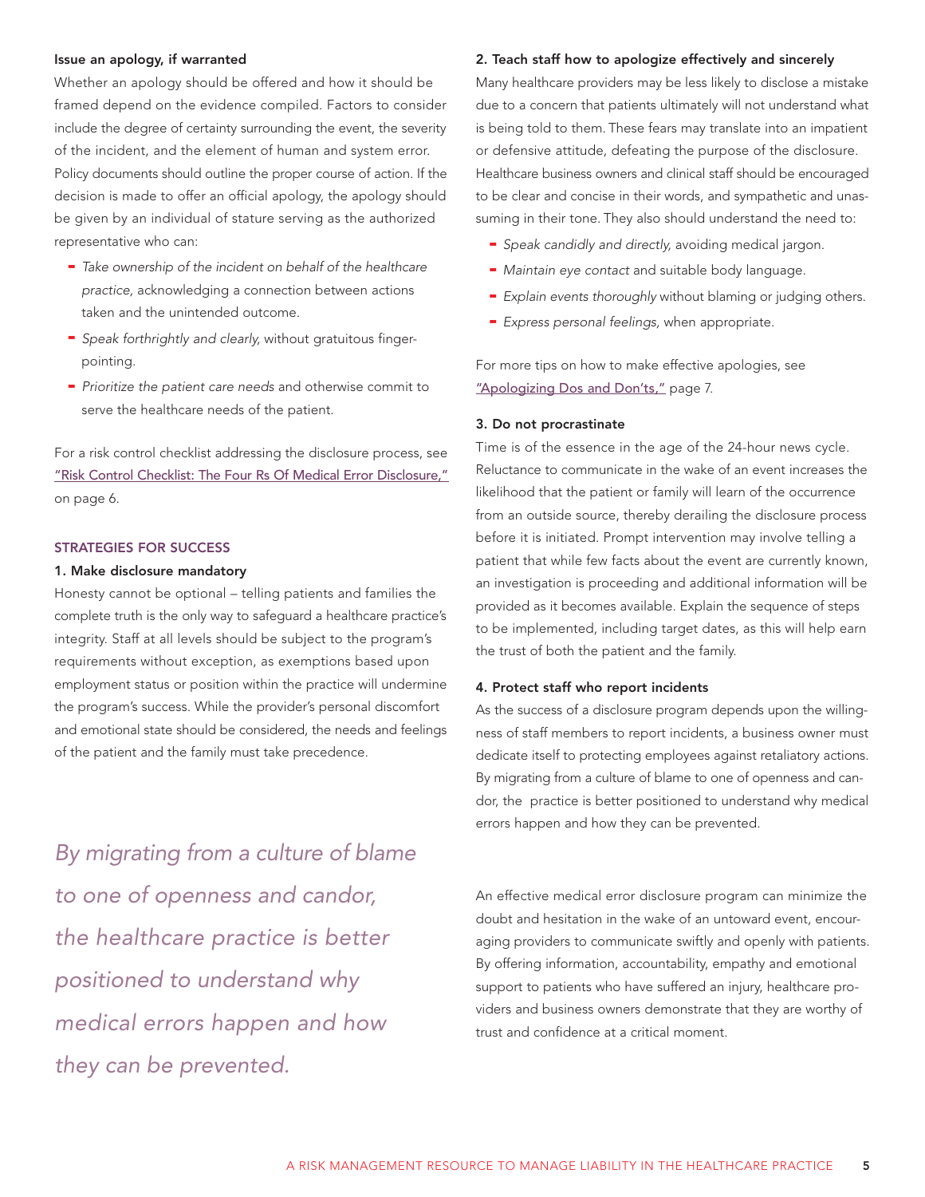### Issue an apology, if warranted

Whether an apology should be offered and how it should be framed depend on the evidence compiled. Factors to consider include the degree of certainty surrounding the event, the severity of the incident, and the element of human and system error. Policy documents should outline the proper course of action. If the decision is made to offer an official apology, the apology should be given by an individual of stature serving as the authorized representative who can:

- *Take ownership of the incident on behalf of the healthcare practice*, acknowledging a connection between actions taken and the unintended outcome.
- *Speak forthrightly and clearly*, without gratuitous finger-pointing.
- *Prioritize the patient care needs* and otherwise commit to serve the healthcare needs of the patient.

For a risk control checklist addressing the disclosure process, see "Risk Control Checklist: The Four Rs Of Medical Error Disclosure," on page 6.

## STRATEGIES FOR SUCCESS

### 1. Make disclosure mandatory

Honesty cannot be optional – telling patients and families the complete truth is the only way to safeguard a healthcare practice's integrity. Staff at all levels should be subject to the program's requirements without exception, as exemptions based upon employment status or position within the practice will undermine the program's success. While the provider's personal discomfort and emotional state should be considered, the needs and feelings of the patient and the family must take precedence.

*By migrating from a culture of blame to one of openness and candor, the healthcare practice is better positioned to understand why medical errors happen and how they can be prevented.*

### 2. Teach staff how to apologize effectively and sincerely

Many healthcare providers may be less likely to disclose a mistake due to a concern that patients ultimately will not understand what is being told to them. These fears may translate into an impatient or defensive attitude, defeating the purpose of the disclosure. Healthcare business owners and clinical staff should be encouraged to be clear and concise in their words, and sympathetic and unassuming in their tone. They also should understand the need to:

- *Speak candidly and directly*, avoiding medical jargon.
- *Maintain eye contact* and suitable body language.
- *Explain events thoroughly* without blaming or judging others.
- *Express personal feelings*, when appropriate.

For more tips on how to make effective apologies, see "Apologizing Dos and Don'ts," page 7.

### 3. Do not procrastinate

Time is of the essence in the age of the 24-hour news cycle. Reluctance to communicate in the wake of an event increases the likelihood that the patient or family will learn of the occurrence from an outside source, thereby derailing the disclosure process before it is initiated. Prompt intervention may involve telling a patient that while few facts about the event are currently known, an investigation is proceeding and additional information will be provided as it becomes available. Explain the sequence of steps to be implemented, including target dates, as this will help earn the trust of both the patient and the family.

### 4. Protect staff who report incidents

As the success of a disclosure program depends upon the willingness of staff members to report incidents, a business owner must dedicate itself to protecting employees against retaliatory actions. By migrating from a culture of blame to one of openness and candor, the practice is better positioned to understand why medical errors happen and how they can be prevented.

An effective medical error disclosure program can minimize the doubt and hesitation in the wake of an untoward event, encouraging providers to communicate swiftly and openly with patients. By offering information, accountability, empathy and emotional support to patients who have suffered an injury, healthcare providers and business owners demonstrate that they are worthy of trust and confidence at a critical moment.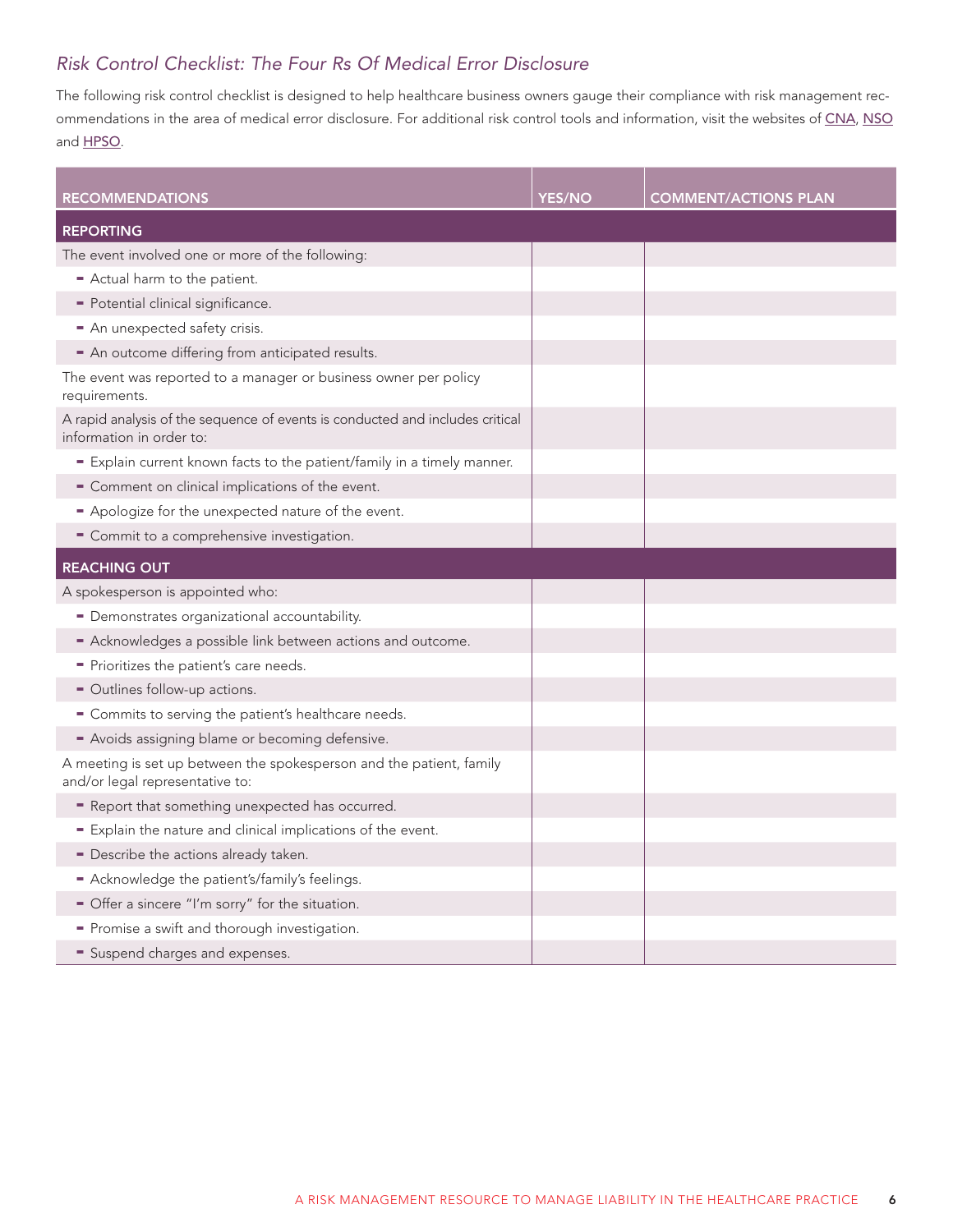## *Risk Control Checklist: The Four Rs Of Medical Error Disclosure*

The following risk control checklist is designed to help healthcare business owners gauge their compliance with risk management recommendations in the area of medical error disclosure. For additional risk control tools and information, visit the websites of CNA, NSO and HPSO.

| RECOMMENDATIONS | YES/NO | COMMENT/ACTIONS PLAN |
|---|---|---|
| **REPORTING** | | |
| The event involved one or more of the following: | | |
| - Actual harm to the patient. | | |
| - Potential clinical significance. | | |
| - An unexpected safety crisis. | | |
| - An outcome differing from anticipated results. | | |
| The event was reported to a manager or business owner per policy requirements. | | |
| A rapid analysis of the sequence of events is conducted and includes critical information in order to: | | |
| - Explain current known facts to the patient/family in a timely manner. | | |
| - Comment on clinical implications of the event. | | |
| - Apologize for the unexpected nature of the event. | | |
| - Commit to a comprehensive investigation. | | |
| **REACHING OUT** | | |
| A spokesperson is appointed who: | | |
| - Demonstrates organizational accountability. | | |
| - Acknowledges a possible link between actions and outcome. | | |
| - Prioritizes the patient's care needs. | | |
| - Outlines follow-up actions. | | |
| - Commits to serving the patient's healthcare needs. | | |
| - Avoids assigning blame or becoming defensive. | | |
| A meeting is set up between the spokesperson and the patient, family and/or legal representative to: | | |
| - Report that something unexpected has occurred. | | |
| - Explain the nature and clinical implications of the event. | | |
| - Describe the actions already taken. | | |
| - Acknowledge the patient's/family's feelings. | | |
| - Offer a sincere "I'm sorry" for the situation. | | |
| - Promise a swift and thorough investigation. | | |
| - Suspend charges and expenses. | | |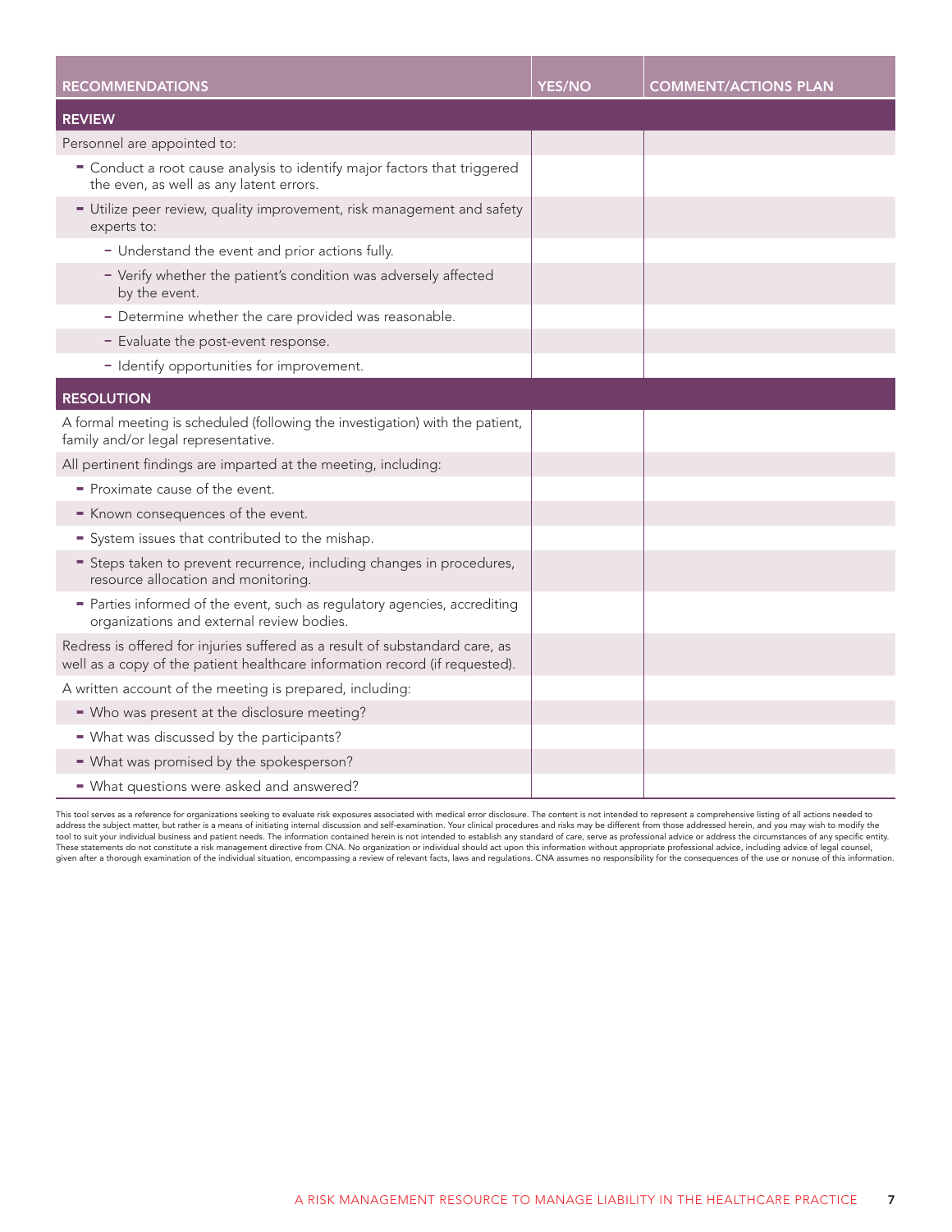| RECOMMENDATIONS | YES/NO | COMMENT/ACTIONS PLAN |
|---|---|---|
| **REVIEW** | | |
| Personnel are appointed to: | | |
| - Conduct a root cause analysis to identify major factors that triggered the even, as well as any latent errors. | | |
| - Utilize peer review, quality improvement, risk management and safety experts to: | | |
| – Understand the event and prior actions fully. | | |
| – Verify whether the patient's condition was adversely affected by the event. | | |
| – Determine whether the care provided was reasonable. | | |
| – Evaluate the post-event response. | | |
| – Identify opportunities for improvement. | | |
| **RESOLUTION** | | |
| A formal meeting is scheduled (following the investigation) with the patient, family and/or legal representative. | | |
| All pertinent findings are imparted at the meeting, including: | | |
| - Proximate cause of the event. | | |
| - Known consequences of the event. | | |
| - System issues that contributed to the mishap. | | |
| - Steps taken to prevent recurrence, including changes in procedures, resource allocation and monitoring. | | |
| - Parties informed of the event, such as regulatory agencies, accrediting organizations and external review bodies. | | |
| Redress is offered for injuries suffered as a result of substandard care, as well as a copy of the patient healthcare information record (if requested). | | |
| A written account of the meeting is prepared, including: | | |
| - Who was present at the disclosure meeting? | | |
| - What was discussed by the participants? | | |
| - What was promised by the spokesperson? | | |
| - What questions were asked and answered? | | |

This tool serves as a reference for organizations seeking to evaluate risk exposures associated with medical error disclosure. The content is not intended to represent a comprehensive listing of all actions needed to address the subject matter, but rather is a means of initiating internal discussion and self-examination. Your clinical procedures and risks may be different from those addressed herein, and you may wish to modify the tool to suit your individual business and patient needs. The information contained herein is not intended to establish any standard of care, serve as professional advice or address the circumstances of any specific entity. These statements do not constitute a risk management directive from CNA. No organization or individual should act upon this information without appropriate professional advice, including advice of legal counsel, given after a thorough examination of the individual situation, encompassing a review of relevant facts, laws and regulations. CNA assumes no responsibility for the consequences of the use or nonuse of this information.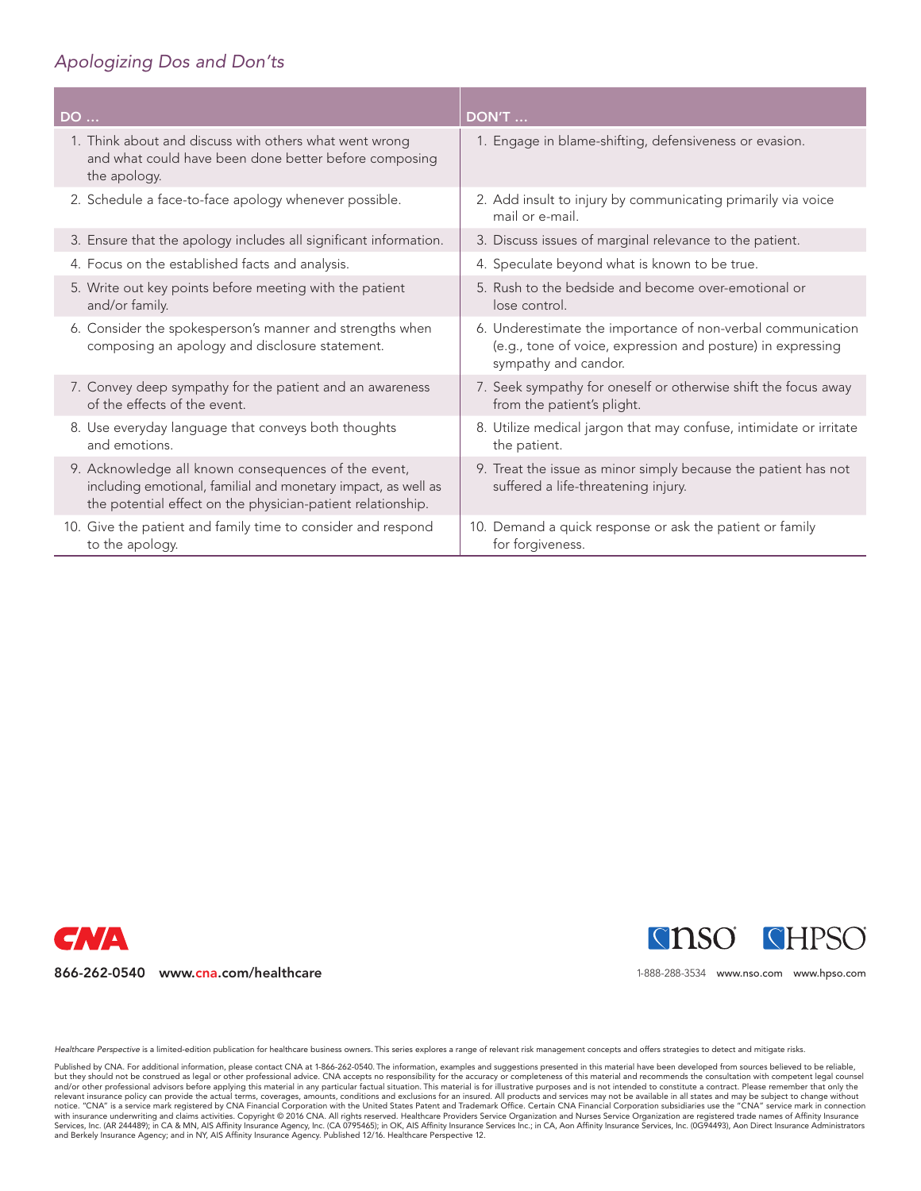*Apologizing Dos and Don'ts*

| DO ... | DON'T ... |
|---|---|
| 1. Think about and discuss with others what went wrong and what could have been done better before composing the apology. | 1. Engage in blame-shifting, defensiveness or evasion. |
| 2. Schedule a face-to-face apology whenever possible. | 2. Add insult to injury by communicating primarily via voice mail or e-mail. |
| 3. Ensure that the apology includes all significant information. | 3. Discuss issues of marginal relevance to the patient. |
| 4. Focus on the established facts and analysis. | 4. Speculate beyond what is known to be true. |
| 5. Write out key points before meeting with the patient and/or family. | 5. Rush to the bedside and become over-emotional or lose control. |
| 6. Consider the spokesperson's manner and strengths when composing an apology and disclosure statement. | 6. Underestimate the importance of non-verbal communication (e.g., tone of voice, expression and posture) in expressing sympathy and candor. |
| 7. Convey deep sympathy for the patient and an awareness of the effects of the event. | 7. Seek sympathy for oneself or otherwise shift the focus away from the patient's plight. |
| 8. Use everyday language that conveys both thoughts and emotions. | 8. Utilize medical jargon that may confuse, intimidate or irritate the patient. |
| 9. Acknowledge all known consequences of the event, including emotional, familial and monetary impact, as well as the potential effect on the physician-patient relationship. | 9. Treat the issue as minor simply because the patient has not suffered a life-threatening injury. |
| 10. Give the patient and family time to consider and respond to the apology. | 10. Demand a quick response or ask the patient or family for forgiveness. |

CNA

866-262-0540 www.cna.com/healthcare

nso HPSO

1-888-288-3534 www.nso.com www.hpso.com

*Healthcare Perspective* is a limited-edition publication for healthcare business owners. This series explores a range of relevant risk management concepts and offers strategies to detect and mitigate risks.

Published by CNA. For additional information, please contact CNA at 1-866-262-0540. The information, examples and suggestions presented in this material have been developed from sources believed to be reliable, but they should not be construed as legal or other professional advice. CNA accepts no responsibility for the accuracy or completeness of this material and recommends the consultation with competent legal counsel and/or other professional advisors before applying this material in any particular factual situation. This material is for illustrative purposes and is not intended to constitute a contract. Please remember that only the relevant insurance policy can provide the actual terms, coverages, amounts, conditions and exclusions for an insured. All products and services may not be available in all states and may be subject to change without notice. "CNA" is a service mark registered by CNA Financial Corporation with the United States Patent and Trademark Office. Certain CNA Financial Corporation subsidiaries use the "CNA" service mark in connection with insurance underwriting and claims activities. Copyright © 2016 CNA. All rights reserved. Healthcare Providers Service Organization and Nurses Service Organization are registered trade names of Affinity Insurance Services, Inc. (AR 244489); in CA & MN, AIS Affinity Insurance Agency, Inc. (CA 0795465); in OK, AIS Affinity Insurance Services Inc.; in CA, Aon Affinity Insurance Services, Inc. (0G94493), Aon Direct Insurance Administrators and Berkely Insurance Agency; and in NY, AIS Affinity Insurance Agency. Published 12/16. Healthcare Perspective 12.